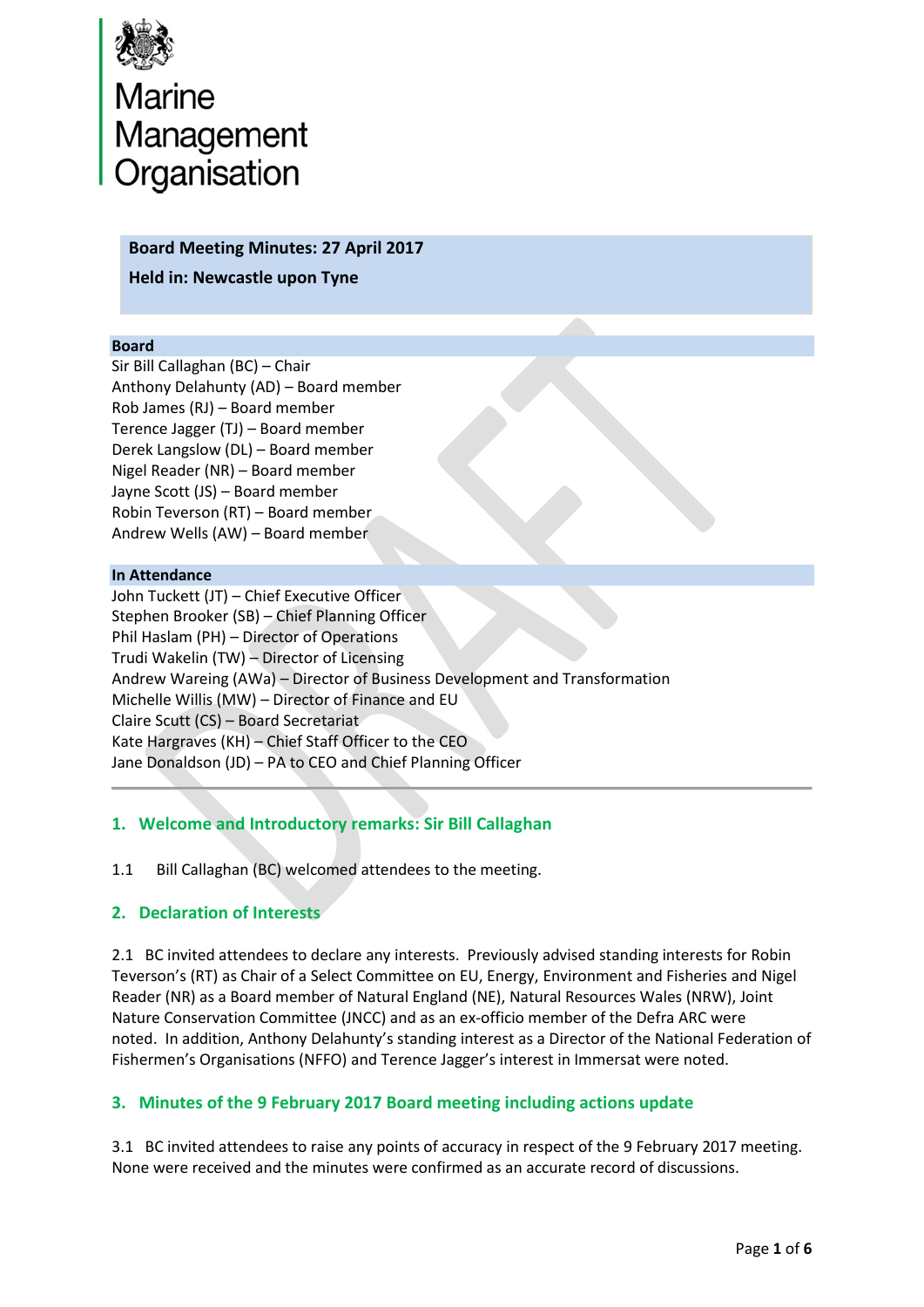Marine Management Organisation

**Board Meeting Minutes: 27 April 2017**

**Held in: Newcastle upon Tyne**

**Board**

Sir Bill Callaghan (BC) – Chair
Anthony Delahunty (AD) – Board member
Rob James (RJ) – Board member
Terence Jagger (TJ) – Board member
Derek Langslow (DL) – Board member
Nigel Reader (NR) – Board member
Jayne Scott (JS) – Board member
Robin Teverson (RT) – Board member
Andrew Wells (AW) – Board member

**In Attendance**

John Tuckett (JT) – Chief Executive Officer
Stephen Brooker (SB) – Chief Planning Officer
Phil Haslam (PH) – Director of Operations
Trudi Wakelin (TW) – Director of Licensing
Andrew Wareing (AWa) – Director of Business Development and Transformation
Michelle Willis (MW) – Director of Finance and EU
Claire Scutt (CS) – Board Secretariat
Kate Hargraves (KH) – Chief Staff Officer to the CEO
Jane Donaldson (JD) – PA to CEO and Chief Planning Officer

## 1. Welcome and Introductory remarks: Sir Bill Callaghan

1.1 Bill Callaghan (BC) welcomed attendees to the meeting.

## 2. Declaration of Interests

2.1 BC invited attendees to declare any interests. Previously advised standing interests for Robin Teverson's (RT) as Chair of a Select Committee on EU, Energy, Environment and Fisheries and Nigel Reader (NR) as a Board member of Natural England (NE), Natural Resources Wales (NRW), Joint Nature Conservation Committee (JNCC) and as an ex-officio member of the Defra ARC were noted. In addition, Anthony Delahunty's standing interest as a Director of the National Federation of Fishermen's Organisations (NFFO) and Terence Jagger's interest in Immersat were noted.

## 3. Minutes of the 9 February 2017 Board meeting including actions update

3.1 BC invited attendees to raise any points of accuracy in respect of the 9 February 2017 meeting. None were received and the minutes were confirmed as an accurate record of discussions.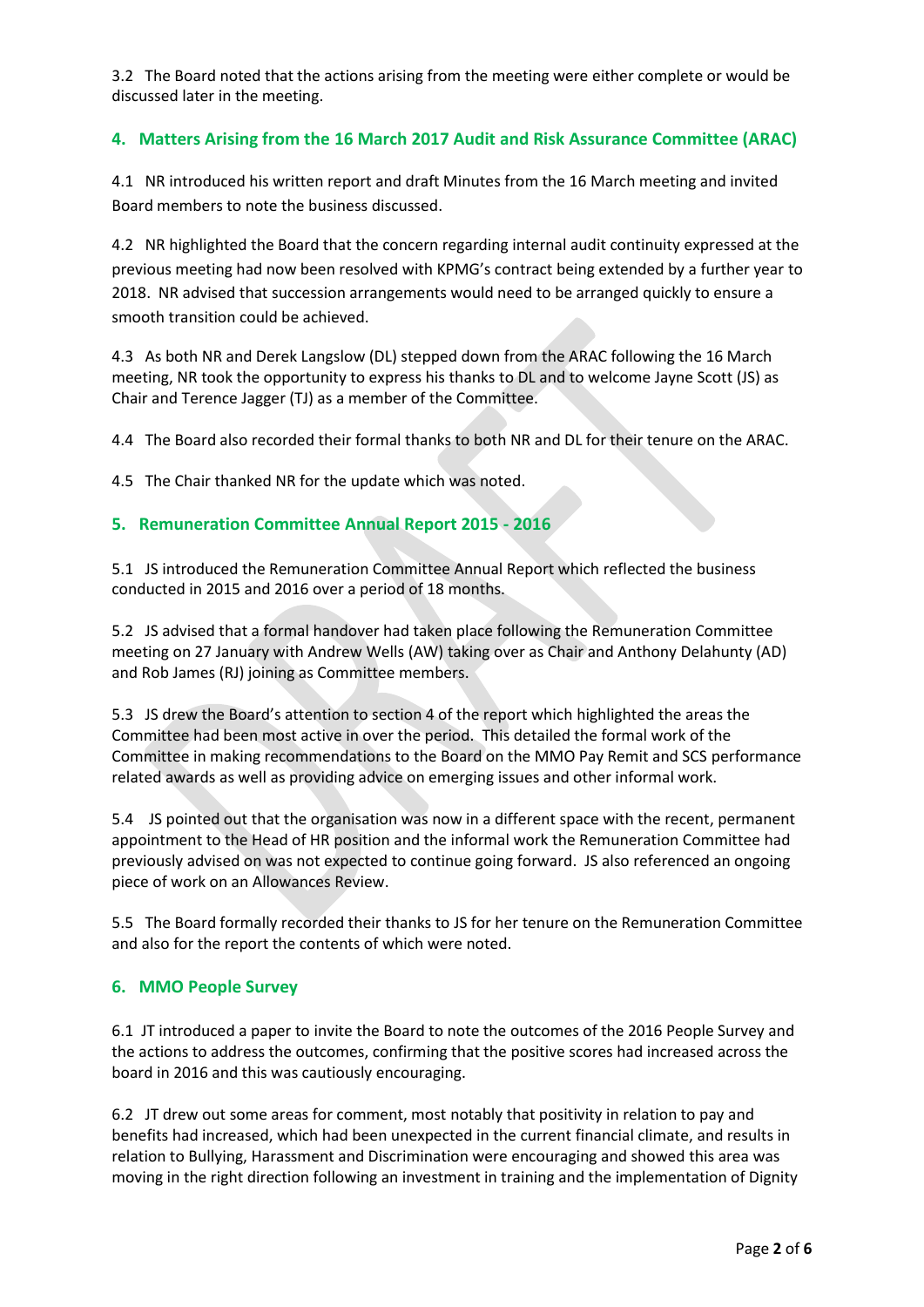3.2 The Board noted that the actions arising from the meeting were either complete or would be discussed later in the meeting.

## 4. Matters Arising from the 16 March 2017 Audit and Risk Assurance Committee (ARAC)

4.1 NR introduced his written report and draft Minutes from the 16 March meeting and invited Board members to note the business discussed.

4.2 NR highlighted the Board that the concern regarding internal audit continuity expressed at the previous meeting had now been resolved with KPMG's contract being extended by a further year to 2018. NR advised that succession arrangements would need to be arranged quickly to ensure a smooth transition could be achieved.

4.3 As both NR and Derek Langslow (DL) stepped down from the ARAC following the 16 March meeting, NR took the opportunity to express his thanks to DL and to welcome Jayne Scott (JS) as Chair and Terence Jagger (TJ) as a member of the Committee.

4.4 The Board also recorded their formal thanks to both NR and DL for their tenure on the ARAC.

4.5 The Chair thanked NR for the update which was noted.

## 5. Remuneration Committee Annual Report 2015 - 2016

5.1 JS introduced the Remuneration Committee Annual Report which reflected the business conducted in 2015 and 2016 over a period of 18 months.

5.2 JS advised that a formal handover had taken place following the Remuneration Committee meeting on 27 January with Andrew Wells (AW) taking over as Chair and Anthony Delahunty (AD) and Rob James (RJ) joining as Committee members.

5.3 JS drew the Board's attention to section 4 of the report which highlighted the areas the Committee had been most active in over the period. This detailed the formal work of the Committee in making recommendations to the Board on the MMO Pay Remit and SCS performance related awards as well as providing advice on emerging issues and other informal work.

5.4 JS pointed out that the organisation was now in a different space with the recent, permanent appointment to the Head of HR position and the informal work the Remuneration Committee had previously advised on was not expected to continue going forward. JS also referenced an ongoing piece of work on an Allowances Review.

5.5 The Board formally recorded their thanks to JS for her tenure on the Remuneration Committee and also for the report the contents of which were noted.

## 6. MMO People Survey

6.1 JT introduced a paper to invite the Board to note the outcomes of the 2016 People Survey and the actions to address the outcomes, confirming that the positive scores had increased across the board in 2016 and this was cautiously encouraging.

6.2 JT drew out some areas for comment, most notably that positivity in relation to pay and benefits had increased, which had been unexpected in the current financial climate, and results in relation to Bullying, Harassment and Discrimination were encouraging and showed this area was moving in the right direction following an investment in training and the implementation of Dignity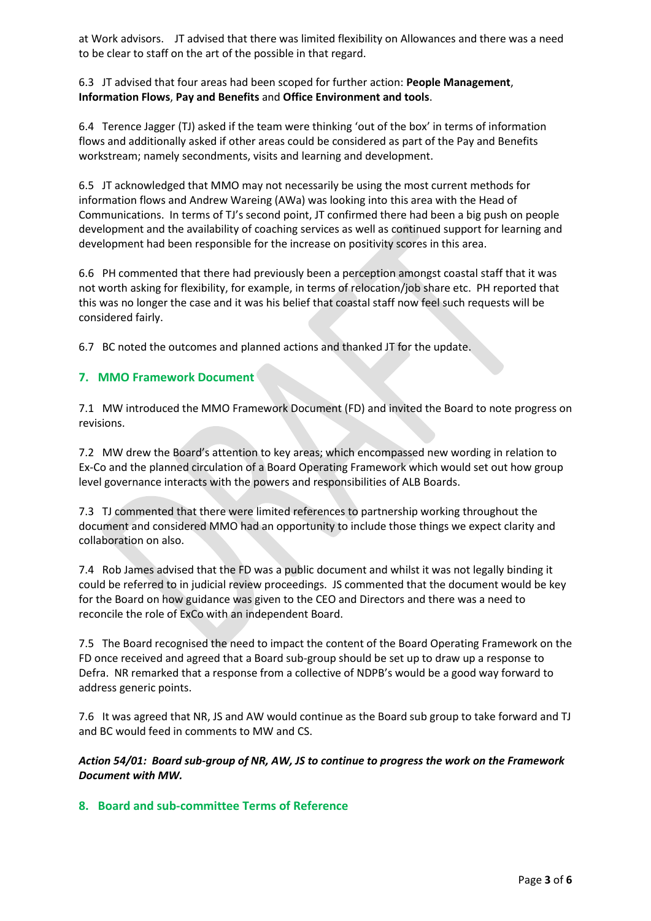at Work advisors. JT advised that there was limited flexibility on Allowances and there was a need to be clear to staff on the art of the possible in that regard.

6.3 JT advised that four areas had been scoped for further action: **People Management**, **Information Flows**, **Pay and Benefits** and **Office Environment and tools**.

6.4 Terence Jagger (TJ) asked if the team were thinking 'out of the box' in terms of information flows and additionally asked if other areas could be considered as part of the Pay and Benefits workstream; namely secondments, visits and learning and development.

6.5 JT acknowledged that MMO may not necessarily be using the most current methods for information flows and Andrew Wareing (AWa) was looking into this area with the Head of Communications. In terms of TJ's second point, JT confirmed there had been a big push on people development and the availability of coaching services as well as continued support for learning and development had been responsible for the increase on positivity scores in this area.

6.6 PH commented that there had previously been a perception amongst coastal staff that it was not worth asking for flexibility, for example, in terms of relocation/job share etc. PH reported that this was no longer the case and it was his belief that coastal staff now feel such requests will be considered fairly.

6.7 BC noted the outcomes and planned actions and thanked JT for the update.

## 7. MMO Framework Document

7.1 MW introduced the MMO Framework Document (FD) and invited the Board to note progress on revisions.

7.2 MW drew the Board's attention to key areas; which encompassed new wording in relation to Ex-Co and the planned circulation of a Board Operating Framework which would set out how group level governance interacts with the powers and responsibilities of ALB Boards.

7.3 TJ commented that there were limited references to partnership working throughout the document and considered MMO had an opportunity to include those things we expect clarity and collaboration on also.

7.4 Rob James advised that the FD was a public document and whilst it was not legally binding it could be referred to in judicial review proceedings. JS commented that the document would be key for the Board on how guidance was given to the CEO and Directors and there was a need to reconcile the role of ExCo with an independent Board.

7.5 The Board recognised the need to impact the content of the Board Operating Framework on the FD once received and agreed that a Board sub-group should be set up to draw up a response to Defra. NR remarked that a response from a collective of NDPB's would be a good way forward to address generic points.

7.6 It was agreed that NR, JS and AW would continue as the Board sub group to take forward and TJ and BC would feed in comments to MW and CS.

***Action 54/01: Board sub-group of NR, AW, JS to continue to progress the work on the Framework Document with MW.***

## 8. Board and sub-committee Terms of Reference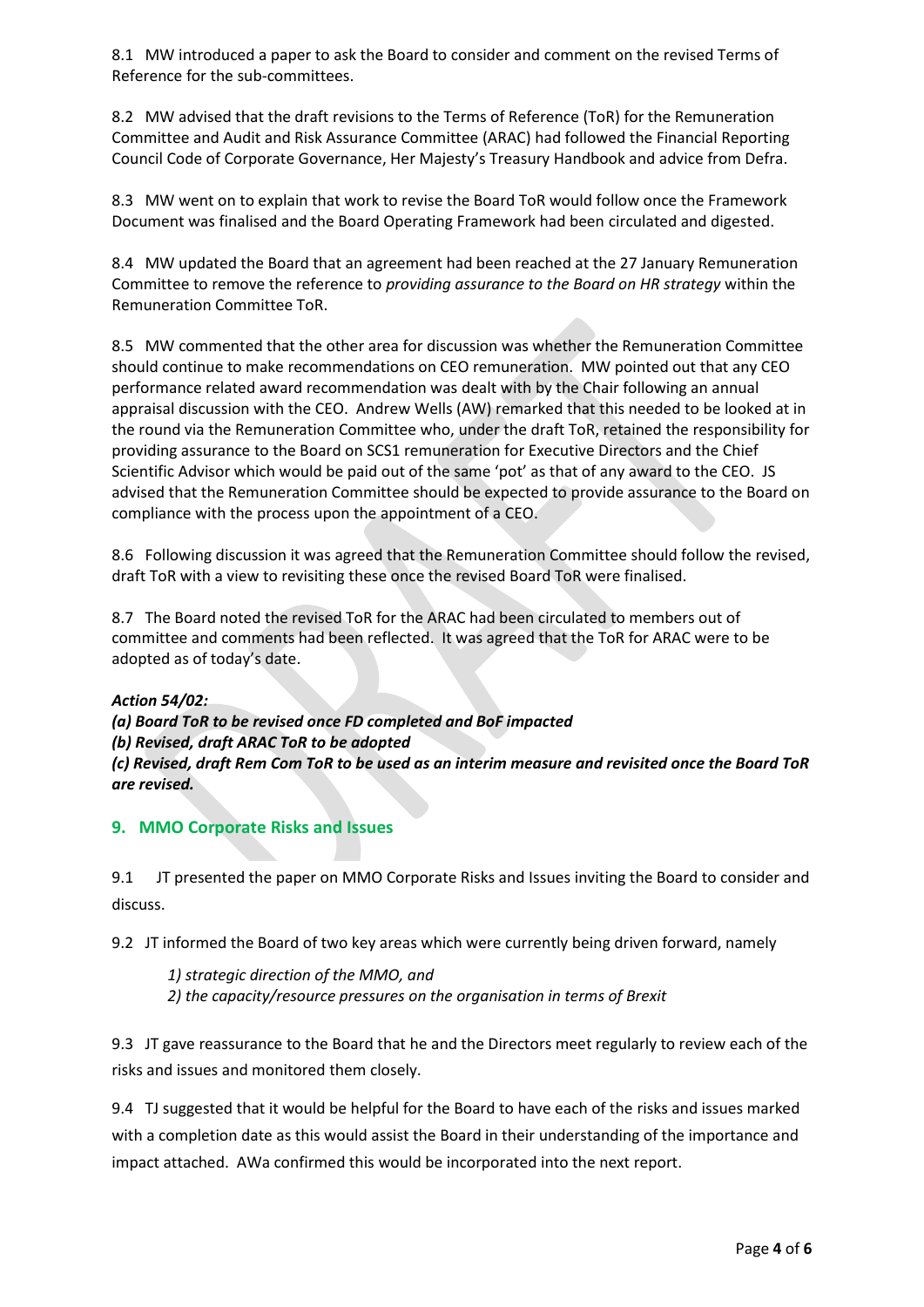8.1 MW introduced a paper to ask the Board to consider and comment on the revised Terms of Reference for the sub-committees.

8.2 MW advised that the draft revisions to the Terms of Reference (ToR) for the Remuneration Committee and Audit and Risk Assurance Committee (ARAC) had followed the Financial Reporting Council Code of Corporate Governance, Her Majesty's Treasury Handbook and advice from Defra.

8.3 MW went on to explain that work to revise the Board ToR would follow once the Framework Document was finalised and the Board Operating Framework had been circulated and digested.

8.4 MW updated the Board that an agreement had been reached at the 27 January Remuneration Committee to remove the reference to *providing assurance to the Board on HR strategy* within the Remuneration Committee ToR.

8.5 MW commented that the other area for discussion was whether the Remuneration Committee should continue to make recommendations on CEO remuneration. MW pointed out that any CEO performance related award recommendation was dealt with by the Chair following an annual appraisal discussion with the CEO. Andrew Wells (AW) remarked that this needed to be looked at in the round via the Remuneration Committee who, under the draft ToR, retained the responsibility for providing assurance to the Board on SCS1 remuneration for Executive Directors and the Chief Scientific Advisor which would be paid out of the same 'pot' as that of any award to the CEO. JS advised that the Remuneration Committee should be expected to provide assurance to the Board on compliance with the process upon the appointment of a CEO.

8.6 Following discussion it was agreed that the Remuneration Committee should follow the revised, draft ToR with a view to revisiting these once the revised Board ToR were finalised.

8.7 The Board noted the revised ToR for the ARAC had been circulated to members out of committee and comments had been reflected. It was agreed that the ToR for ARAC were to be adopted as of today's date.

***Action 54/02:***
***(a) Board ToR to be revised once FD completed and BoF impacted***
***(b) Revised, draft ARAC ToR to be adopted***
***(c) Revised, draft Rem Com ToR to be used as an interim measure and revisited once the Board ToR are revised.***

## 9. MMO Corporate Risks and Issues

9.1 JT presented the paper on MMO Corporate Risks and Issues inviting the Board to consider and discuss.

9.2 JT informed the Board of two key areas which were currently being driven forward, namely

*1) strategic direction of the MMO, and*
*2) the capacity/resource pressures on the organisation in terms of Brexit*

9.3 JT gave reassurance to the Board that he and the Directors meet regularly to review each of the risks and issues and monitored them closely.

9.4 TJ suggested that it would be helpful for the Board to have each of the risks and issues marked with a completion date as this would assist the Board in their understanding of the importance and impact attached. AWa confirmed this would be incorporated into the next report.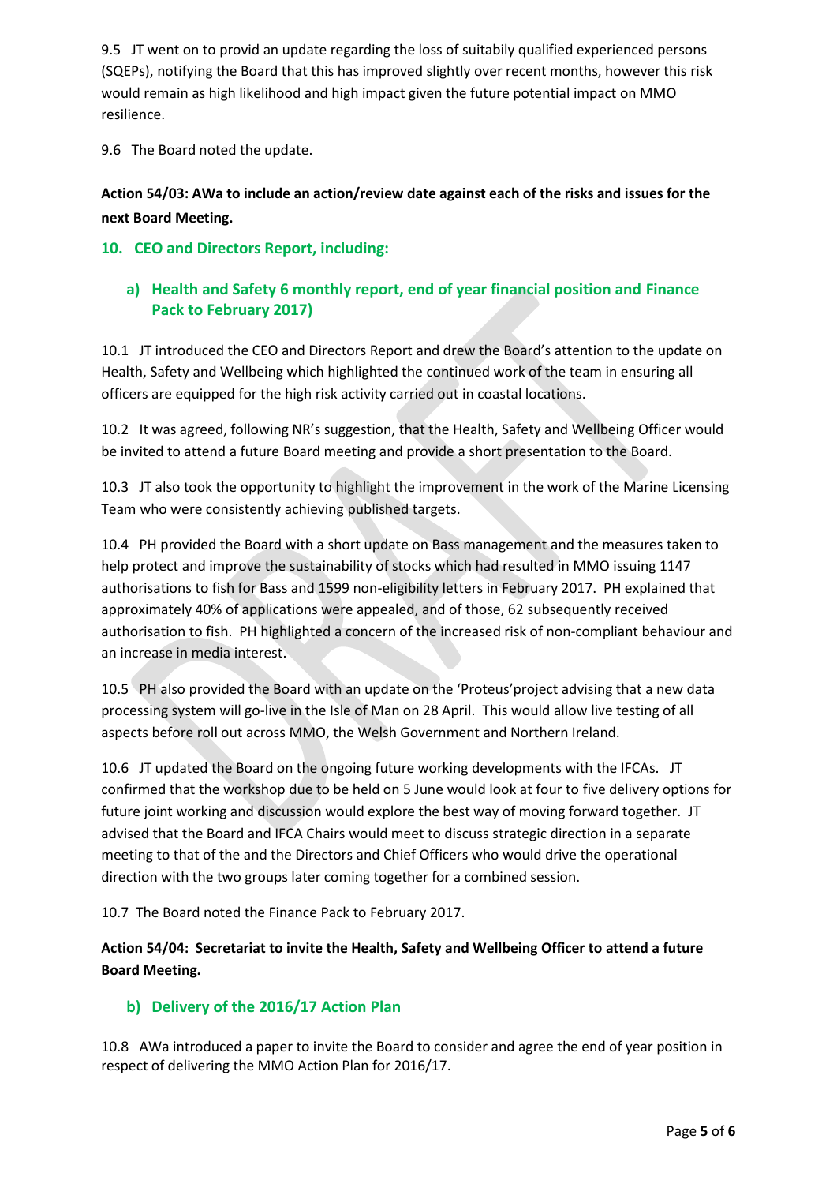9.5 JT went on to provid an update regarding the loss of suitabily qualified experienced persons (SQEPs), notifying the Board that this has improved slightly over recent months, however this risk would remain as high likelihood and high impact given the future potential impact on MMO resilience.

9.6 The Board noted the update.

**Action 54/03: AWa to include an action/review date against each of the risks and issues for the next Board Meeting.**

## 10. CEO and Directors Report, including:

### a) Health and Safety 6 monthly report, end of year financial position and Finance Pack to February 2017)

10.1 JT introduced the CEO and Directors Report and drew the Board's attention to the update on Health, Safety and Wellbeing which highlighted the continued work of the team in ensuring all officers are equipped for the high risk activity carried out in coastal locations.

10.2 It was agreed, following NR's suggestion, that the Health, Safety and Wellbeing Officer would be invited to attend a future Board meeting and provide a short presentation to the Board.

10.3 JT also took the opportunity to highlight the improvement in the work of the Marine Licensing Team who were consistently achieving published targets.

10.4 PH provided the Board with a short update on Bass management and the measures taken to help protect and improve the sustainability of stocks which had resulted in MMO issuing 1147 authorisations to fish for Bass and 1599 non-eligibility letters in February 2017. PH explained that approximately 40% of applications were appealed, and of those, 62 subsequently received authorisation to fish. PH highlighted a concern of the increased risk of non-compliant behaviour and an increase in media interest.

10.5 PH also provided the Board with an update on the 'Proteus'project advising that a new data processing system will go-live in the Isle of Man on 28 April. This would allow live testing of all aspects before roll out across MMO, the Welsh Government and Northern Ireland.

10.6 JT updated the Board on the ongoing future working developments with the IFCAs. JT confirmed that the workshop due to be held on 5 June would look at four to five delivery options for future joint working and discussion would explore the best way of moving forward together. JT advised that the Board and IFCA Chairs would meet to discuss strategic direction in a separate meeting to that of the and the Directors and Chief Officers who would drive the operational direction with the two groups later coming together for a combined session.

10.7 The Board noted the Finance Pack to February 2017.

**Action 54/04: Secretariat to invite the Health, Safety and Wellbeing Officer to attend a future Board Meeting.**

### b) Delivery of the 2016/17 Action Plan

10.8 AWa introduced a paper to invite the Board to consider and agree the end of year position in respect of delivering the MMO Action Plan for 2016/17.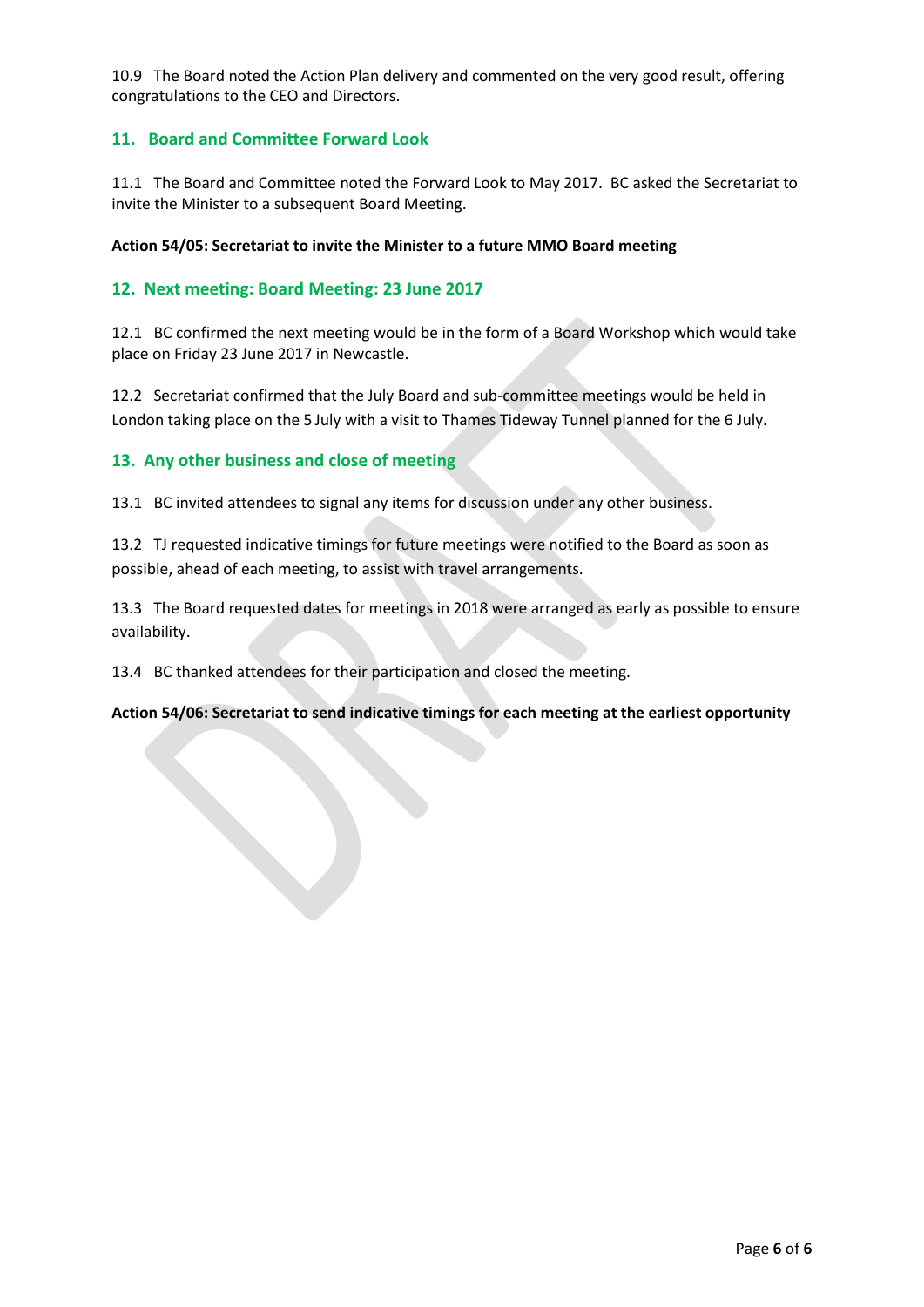10.9 The Board noted the Action Plan delivery and commented on the very good result, offering congratulations to the CEO and Directors.

## 11. Board and Committee Forward Look

11.1 The Board and Committee noted the Forward Look to May 2017. BC asked the Secretariat to invite the Minister to a subsequent Board Meeting.

**Action 54/05: Secretariat to invite the Minister to a future MMO Board meeting**

## 12. Next meeting: Board Meeting: 23 June 2017

12.1 BC confirmed the next meeting would be in the form of a Board Workshop which would take place on Friday 23 June 2017 in Newcastle.

12.2 Secretariat confirmed that the July Board and sub-committee meetings would be held in London taking place on the 5 July with a visit to Thames Tideway Tunnel planned for the 6 July.

## 13. Any other business and close of meeting

13.1 BC invited attendees to signal any items for discussion under any other business.

13.2 TJ requested indicative timings for future meetings were notified to the Board as soon as possible, ahead of each meeting, to assist with travel arrangements.

13.3 The Board requested dates for meetings in 2018 were arranged as early as possible to ensure availability.

13.4 BC thanked attendees for their participation and closed the meeting.

**Action 54/06: Secretariat to send indicative timings for each meeting at the earliest opportunity**